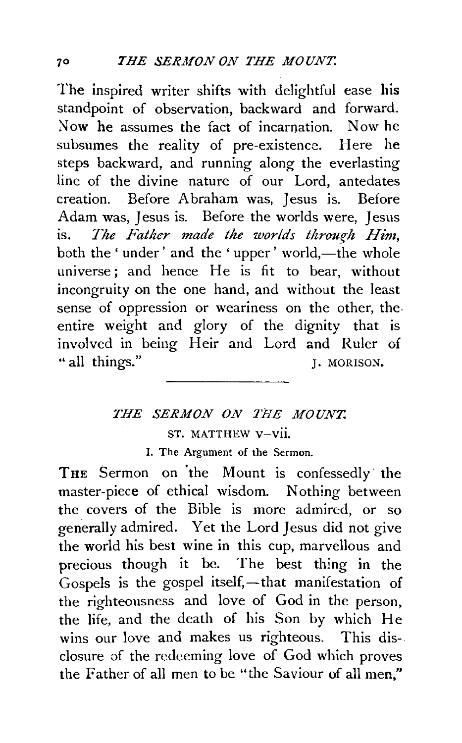The inspired writer shifts with delightful ease his standpoint of observation, backward and forward. Now he assumes the fact of incarnation. Now he subsumes the reality of pre-existence. Here he steps backward, and running along the everlasting line of the divine nature of our Lord, antedates creation. Before Abraham was, Jesus is. Before Adam was, Jesus is. Before the worlds were, Jesus is. *The Father made the worlds through Him,* both the 'under' and the 'upper' world,—the whole universe; and hence He is fit to bear, without incongruity on the one hand, and without the least sense of oppression or weariness on the other, the entire weight and glory of the dignity that is involved in being Heir and Lord and Ruler of "all things."

J. MORISON.

---

# *THE SERMON ON THE MOUNT.*

## ST. MATTHEW V–VII.

### I. The Argument of the Sermon.

THE Sermon on the Mount is confessedly the master-piece of ethical wisdom. Nothing between the covers of the Bible is more admired, or so generally admired. Yet the Lord Jesus did not give the world his best wine in this cup, marvellous and precious though it be. The best thing in the Gospels is the gospel itself,—that manifestation of the righteousness and love of God in the person, the life, and the death of his Son by which He wins our love and makes us righteous. This disclosure of the redeeming love of God which proves the Father of all men to be "the Saviour of all men,"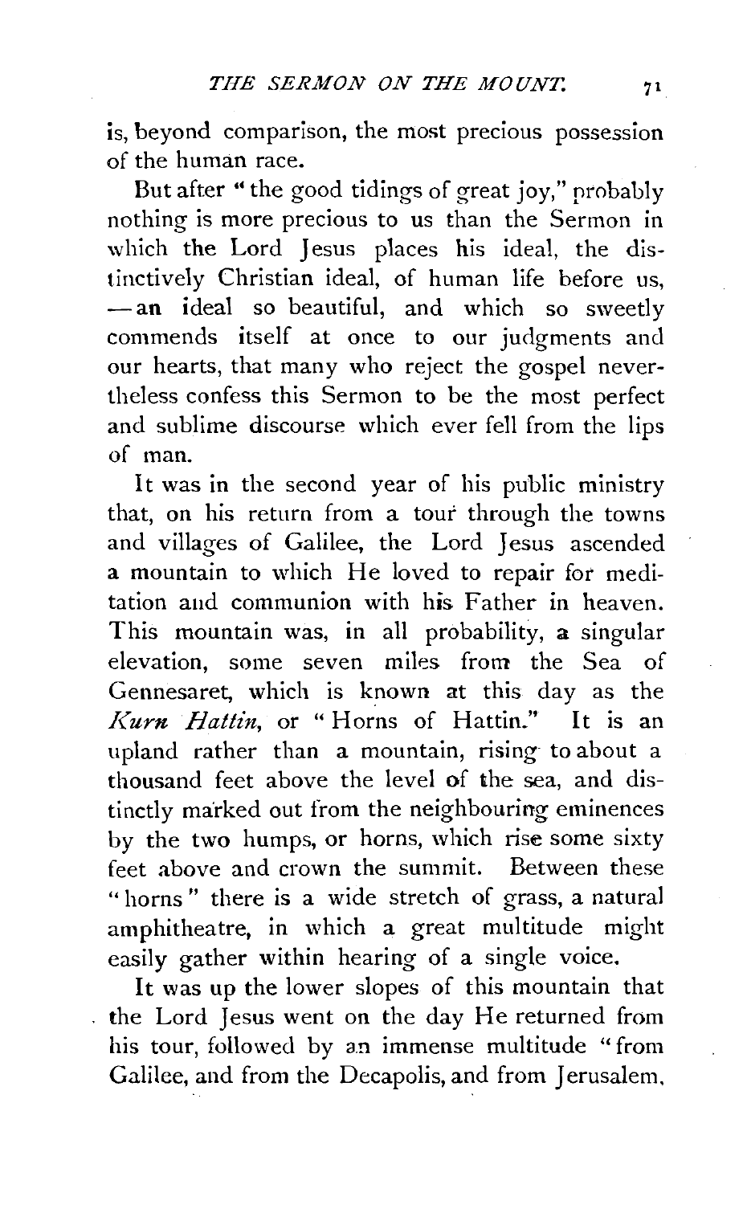is, beyond comparison, the most precious possession of the human race.

But after "the good tidings of great joy," probably nothing is more precious to us than the Sermon in which the Lord Jesus places his ideal, the distinctively Christian ideal, of human life before us, — an ideal so beautiful, and which so sweetly commends itself at once to our judgments and our hearts, that many who reject the gospel nevertheless confess this Sermon to be the most perfect and sublime discourse which ever fell from the lips of man.

It was in the second year of his public ministry that, on his return from a tour through the towns and villages of Galilee, the Lord Jesus ascended a mountain to which He loved to repair for meditation and communion with his Father in heaven. This mountain was, in all probability, a singular elevation, some seven miles from the Sea of Gennesaret, which is known at this day as the *Kurn Hattin*, or "Horns of Hattin." It is an upland rather than a mountain, rising to about a thousand feet above the level of the sea, and distinctly marked out from the neighbouring eminences by the two humps, or horns, which rise some sixty feet above and crown the summit. Between these "horns" there is a wide stretch of grass, a natural amphitheatre, in which a great multitude might easily gather within hearing of a single voice.

It was up the lower slopes of this mountain that the Lord Jesus went on the day He returned from his tour, followed by an immense multitude "from Galilee, and from the Decapolis, and from Jerusalem,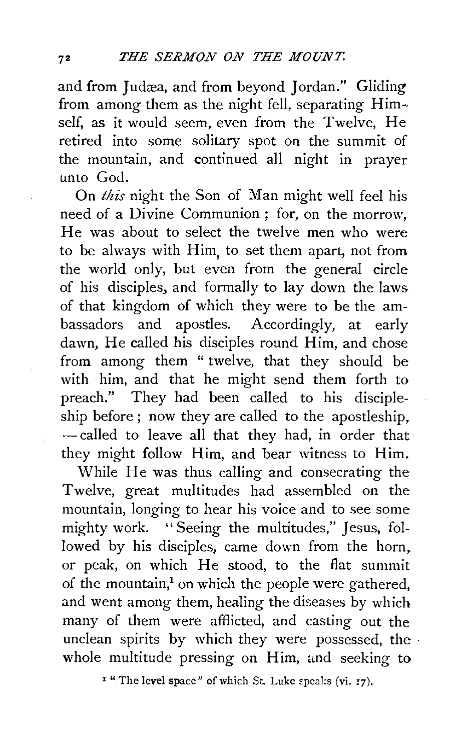and from Judæa, and from beyond Jordan." Gliding from among them as the night fell, separating Himself, as it would seem, even from the Twelve, He retired into some solitary spot on the summit of the mountain, and continued all night in prayer unto God.

On *this* night the Son of Man might well feel his need of a Divine Communion; for, on the morrow, He was about to select the twelve men who were to be always with Him, to set them apart, not from the world only, but even from the general circle of his disciples, and formally to lay down the laws of that kingdom of which they were to be the ambassadors and apostles. Accordingly, at early dawn, He called his disciples round Him, and chose from among them "twelve, that they should be with him, and that he might send them forth to preach." They had been called to his discipleship before; now they are called to the apostleship, —called to leave all that they had, in order that they might follow Him, and bear witness to Him.

While He was thus calling and consecrating the Twelve, great multitudes had assembled on the mountain, longing to hear his voice and to see some mighty work. "Seeing the multitudes," Jesus, followed by his disciples, came down from the horn, or peak, on which He stood, to the flat summit of the mountain,[1] on which the people were gathered, and went among them, healing the diseases by which many of them were afflicted, and casting out the unclean spirits by which they were possessed, the whole multitude pressing on Him, and seeking to

[1] "The level space" of which St. Luke speaks (vi. 17).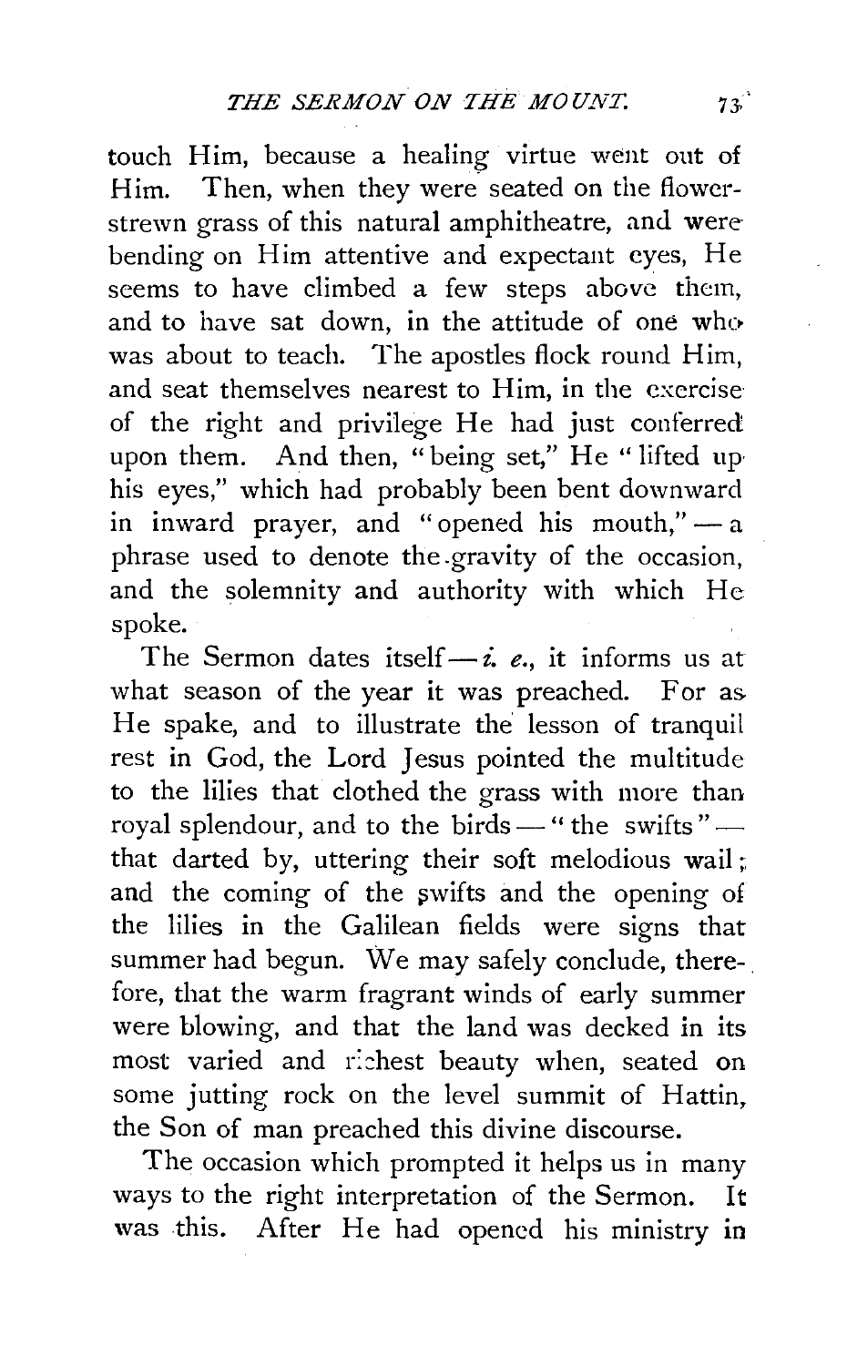touch Him, because a healing virtue went out of Him. Then, when they were seated on the flower-strewn grass of this natural amphitheatre, and were bending on Him attentive and expectant eyes, He seems to have climbed a few steps above them, and to have sat down, in the attitude of one who was about to teach. The apostles flock round Him, and seat themselves nearest to Him, in the exercise of the right and privilege He had just conferred upon them. And then, "being set," He "lifted up his eyes," which had probably been bent downward in inward prayer, and "opened his mouth," — a phrase used to denote the gravity of the occasion, and the solemnity and authority with which He spoke.

The Sermon dates itself — *i. e.*, it informs us at what season of the year it was preached. For as He spake, and to illustrate the lesson of tranquil rest in God, the Lord Jesus pointed the multitude to the lilies that clothed the grass with more than royal splendour, and to the birds — "the swifts" — that darted by, uttering their soft melodious wail; and the coming of the swifts and the opening of the lilies in the Galilean fields were signs that summer had begun. We may safely conclude, therefore, that the warm fragrant winds of early summer were blowing, and that the land was decked in its most varied and richest beauty when, seated on some jutting rock on the level summit of Hattin, the Son of man preached this divine discourse.

The occasion which prompted it helps us in many ways to the right interpretation of the Sermon. It was this. After He had opened his ministry in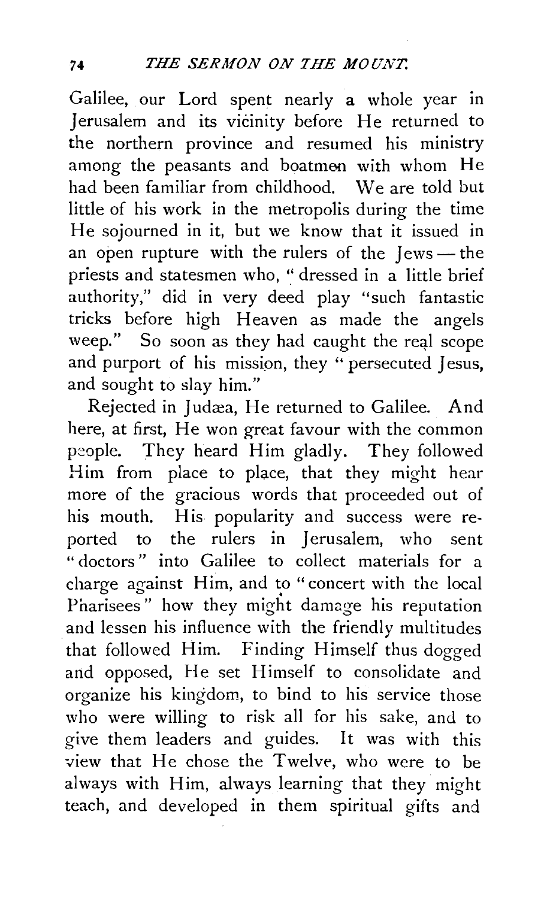Galilee, our Lord spent nearly a whole year in Jerusalem and its vicinity before He returned to the northern province and resumed his ministry among the peasants and boatmen with whom He had been familiar from childhood. We are told but little of his work in the metropolis during the time He sojourned in it, but we know that it issued in an open rupture with the rulers of the Jews — the priests and statesmen who, "dressed in a little brief authority," did in very deed play "such fantastic tricks before high Heaven as made the angels weep." So soon as they had caught the real scope and purport of his mission, they "persecuted Jesus, and sought to slay him."

Rejected in Judæa, He returned to Galilee. And here, at first, He won great favour with the common people. They heard Him gladly. They followed Him from place to place, that they might hear more of the gracious words that proceeded out of his mouth. His popularity and success were reported to the rulers in Jerusalem, who sent "doctors" into Galilee to collect materials for a charge against Him, and to "concert with the local Pharisees" how they might damage his reputation and lessen his influence with the friendly multitudes that followed Him. Finding Himself thus dogged and opposed, He set Himself to consolidate and organize his kingdom, to bind to his service those who were willing to risk all for his sake, and to give them leaders and guides. It was with this view that He chose the Twelve, who were to be always with Him, always learning that they might teach, and developed in them spiritual gifts and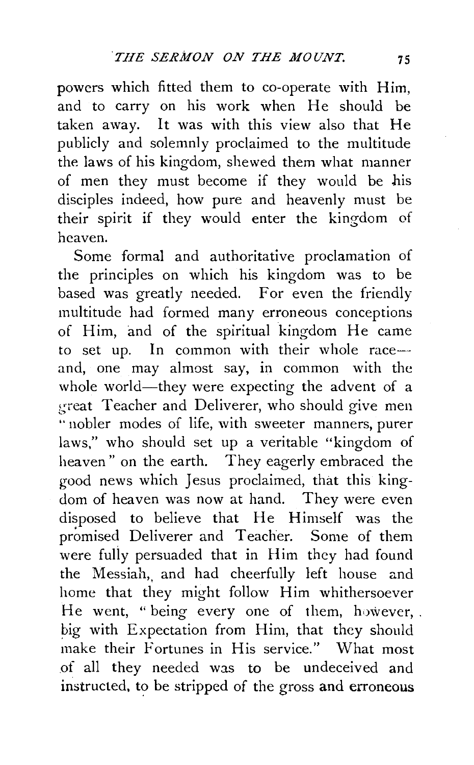powers which fitted them to co-operate with Him, and to carry on his work when He should be taken away. It was with this view also that He publicly and solemnly proclaimed to the multitude the laws of his kingdom, shewed them what manner of men they must become if they would be his disciples indeed, how pure and heavenly must be their spirit if they would enter the kingdom of heaven.

Some formal and authoritative proclamation of the principles on which his kingdom was to be based was greatly needed. For even the friendly multitude had formed many erroneous conceptions of Him, and of the spiritual kingdom He came to set up. In common with their whole race—and, one may almost say, in common with the whole world—they were expecting the advent of a great Teacher and Deliverer, who should give men "nobler modes of life, with sweeter manners, purer laws," who should set up a veritable "kingdom of heaven" on the earth. They eagerly embraced the good news which Jesus proclaimed, that this kingdom of heaven was now at hand. They were even disposed to believe that He Himself was the promised Deliverer and Teacher. Some of them were fully persuaded that in Him they had found the Messiah, and had cheerfully left house and home that they might follow Him whithersoever He went, "being every one of them, however, big with Expectation from Him, that they should make their Fortunes in His service." What most of all they needed was to be undeceived and instructed, to be stripped of the gross and erroneous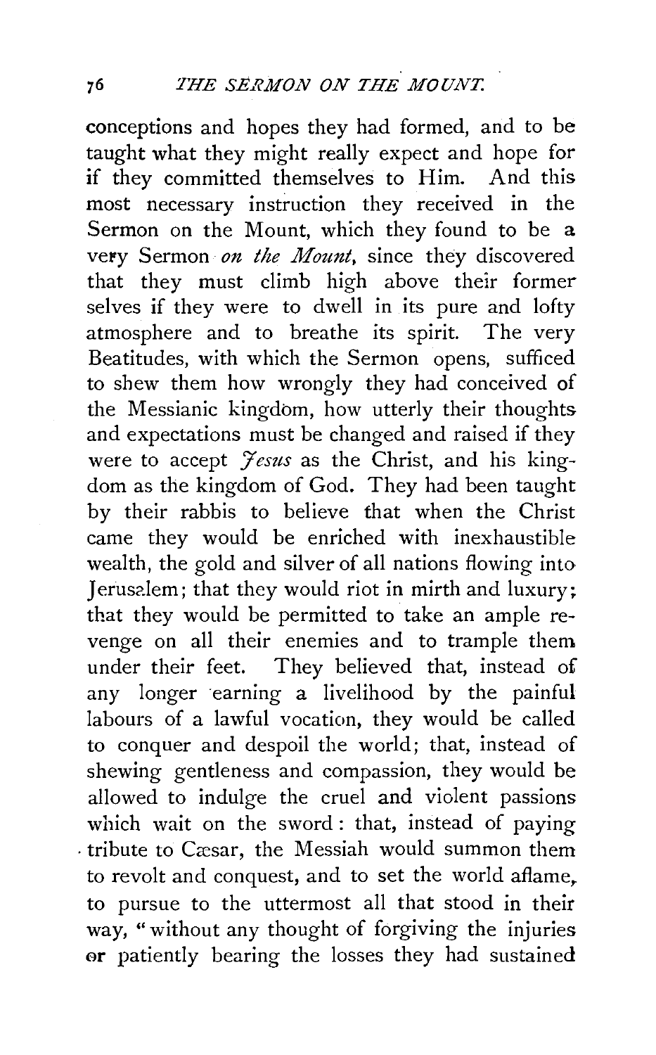conceptions and hopes they had formed, and to be taught what they might really expect and hope for if they committed themselves to Him. And this most necessary instruction they received in the Sermon on the Mount, which they found to be a very Sermon *on the Mount*, since they discovered that they must climb high above their former selves if they were to dwell in its pure and lofty atmosphere and to breathe its spirit. The very Beatitudes, with which the Sermon opens, sufficed to shew them how wrongly they had conceived of the Messianic kingdom, how utterly their thoughts and expectations must be changed and raised if they were to accept *Jesus* as the Christ, and his kingdom as the kingdom of God. They had been taught by their rabbis to believe that when the Christ came they would be enriched with inexhaustible wealth, the gold and silver of all nations flowing into Jerusalem; that they would riot in mirth and luxury; that they would be permitted to take an ample revenge on all their enemies and to trample them under their feet. They believed that, instead of any longer earning a livelihood by the painful labours of a lawful vocation, they would be called to conquer and despoil the world; that, instead of shewing gentleness and compassion, they would be allowed to indulge the cruel and violent passions which wait on the sword: that, instead of paying tribute to Cæsar, the Messiah would summon them to revolt and conquest, and to set the world aflame, to pursue to the uttermost all that stood in their way, "without any thought of forgiving the injuries or patiently bearing the losses they had sustained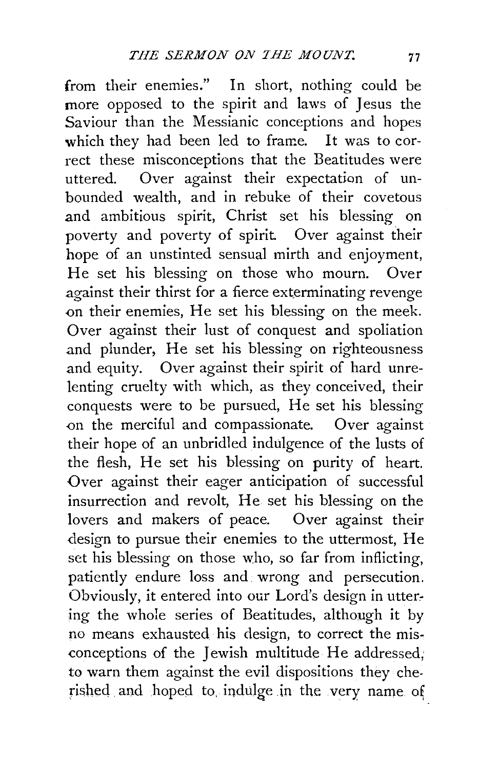from their enemies." In short, nothing could be more opposed to the spirit and laws of Jesus the Saviour than the Messianic conceptions and hopes which they had been led to frame. It was to correct these misconceptions that the Beatitudes were uttered. Over against their expectation of unbounded wealth, and in rebuke of their covetous and ambitious spirit, Christ set his blessing on poverty and poverty of spirit. Over against their hope of an unstinted sensual mirth and enjoyment, He set his blessing on those who mourn. Over against their thirst for a fierce exterminating revenge on their enemies, He set his blessing on the meek. Over against their lust of conquest and spoliation and plunder, He set his blessing on righteousness and equity. Over against their spirit of hard unrelenting cruelty with which, as they conceived, their conquests were to be pursued, He set his blessing on the merciful and compassionate. Over against their hope of an unbridled indulgence of the lusts of the flesh, He set his blessing on purity of heart. Over against their eager anticipation of successful insurrection and revolt, He set his blessing on the lovers and makers of peace. Over against their design to pursue their enemies to the uttermost, He set his blessing on those who, so far from inflicting, patiently endure loss and wrong and persecution. Obviously, it entered into our Lord's design in uttering the whole series of Beatitudes, although it by no means exhausted his design, to correct the misconceptions of the Jewish multitude He addressed; to warn them against the evil dispositions they cherished and hoped to indulge in the very name of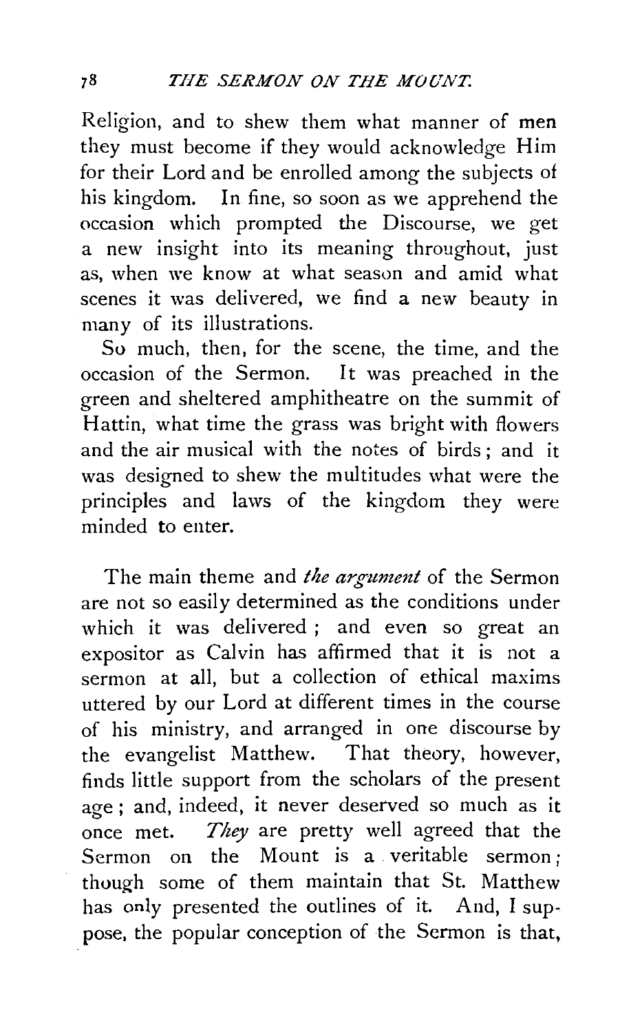Religion, and to shew them what manner of men they must become if they would acknowledge Him for their Lord and be enrolled among the subjects of his kingdom. In fine, so soon as we apprehend the occasion which prompted the Discourse, we get a new insight into its meaning throughout, just as, when we know at what season and amid what scenes it was delivered, we find a new beauty in many of its illustrations.

So much, then, for the scene, the time, and the occasion of the Sermon. It was preached in the green and sheltered amphitheatre on the summit of Hattin, what time the grass was bright with flowers and the air musical with the notes of birds; and it was designed to shew the multitudes what were the principles and laws of the kingdom they were minded to enter.

The main theme and *the argument* of the Sermon are not so easily determined as the conditions under which it was delivered; and even so great an expositor as Calvin has affirmed that it is not a sermon at all, but a collection of ethical maxims uttered by our Lord at different times in the course of his ministry, and arranged in one discourse by the evangelist Matthew. That theory, however, finds little support from the scholars of the present age; and, indeed, it never deserved so much as it once met. *They* are pretty well agreed that the Sermon on the Mount is a veritable sermon; though some of them maintain that St. Matthew has only presented the outlines of it. And, I suppose, the popular conception of the Sermon is that,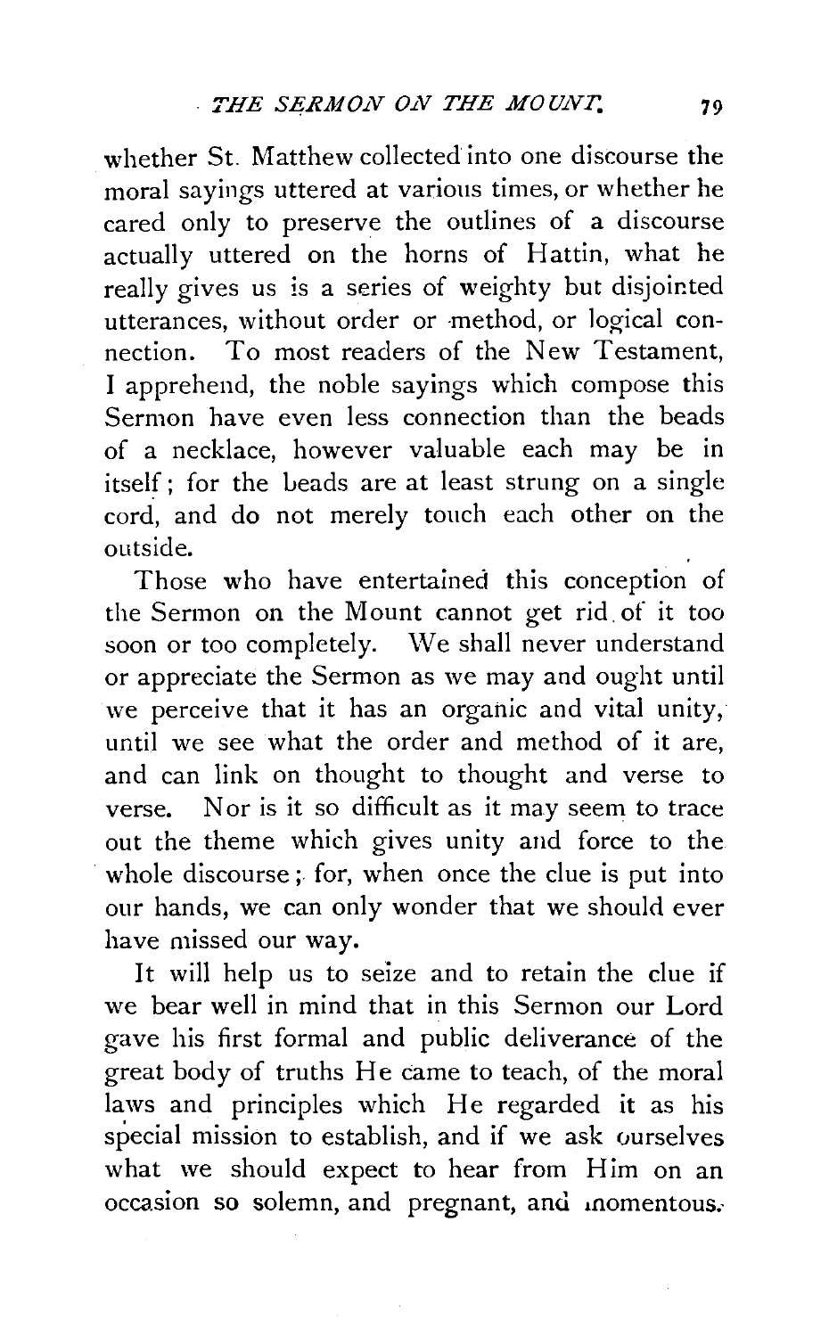whether St. Matthew collected into one discourse the moral sayings uttered at various times, or whether he cared only to preserve the outlines of a discourse actually uttered on the horns of Hattin, what he really gives us is a series of weighty but disjointed utterances, without order or method, or logical connection. To most readers of the New Testament, I apprehend, the noble sayings which compose this Sermon have even less connection than the beads of a necklace, however valuable each may be in itself; for the beads are at least strung on a single cord, and do not merely touch each other on the outside.

Those who have entertained this conception of the Sermon on the Mount cannot get rid of it too soon or too completely. We shall never understand or appreciate the Sermon as we may and ought until we perceive that it has an organic and vital unity, until we see what the order and method of it are, and can link on thought to thought and verse to verse. Nor is it so difficult as it may seem to trace out the theme which gives unity and force to the whole discourse; for, when once the clue is put into our hands, we can only wonder that we should ever have missed our way.

It will help us to seize and to retain the clue if we bear well in mind that in this Sermon our Lord gave his first formal and public deliverance of the great body of truths He came to teach, of the moral laws and principles which He regarded it as his special mission to establish, and if we ask ourselves what we should expect to hear from Him on an occasion so solemn, and pregnant, and momentous.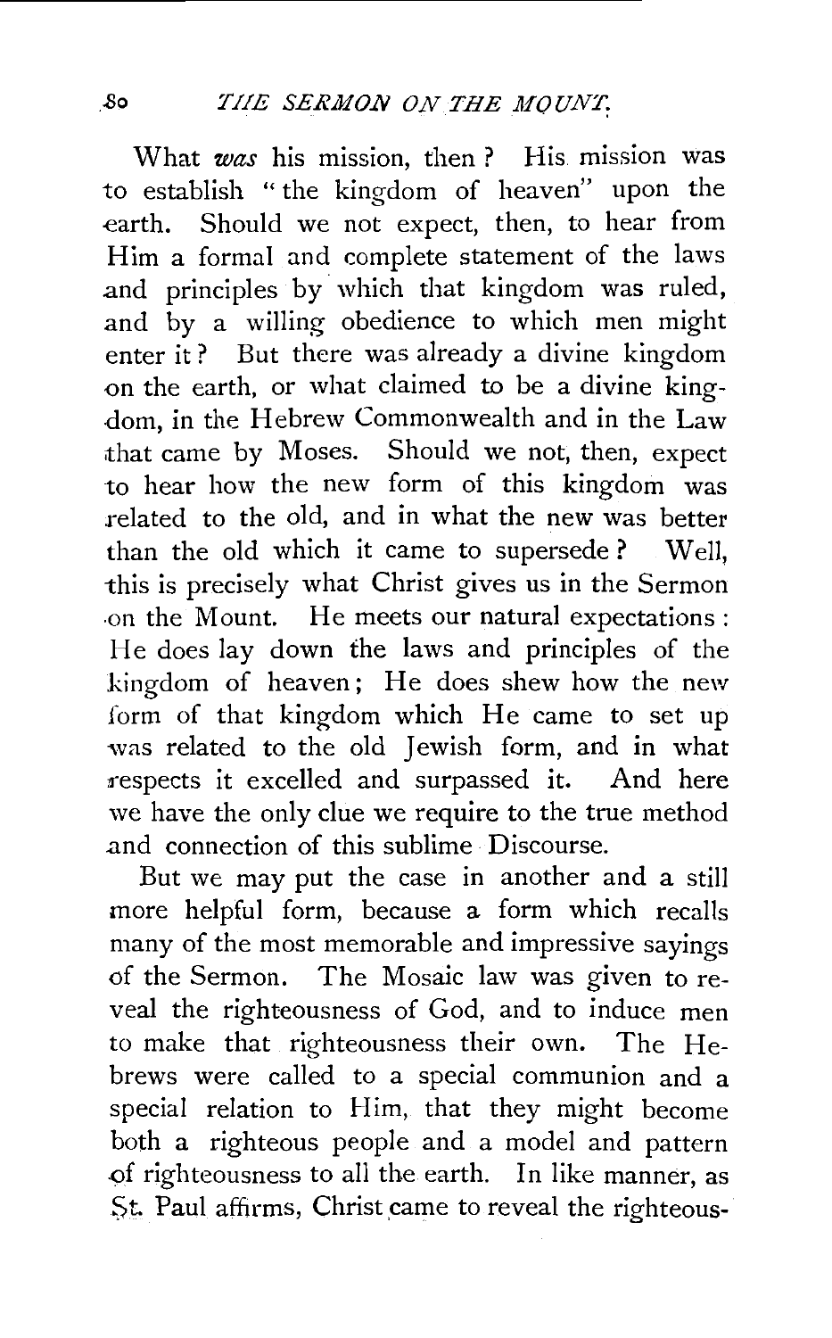What *was* his mission, then? His mission was to establish "the kingdom of heaven" upon the earth. Should we not expect, then, to hear from Him a formal and complete statement of the laws and principles by which that kingdom was ruled, and by a willing obedience to which men might enter it? But there was already a divine kingdom on the earth, or what claimed to be a divine kingdom, in the Hebrew Commonwealth and in the Law that came by Moses. Should we not, then, expect to hear how the new form of this kingdom was related to the old, and in what the new was better than the old which it came to supersede? Well, this is precisely what Christ gives us in the Sermon on the Mount. He meets our natural expectations: He does lay down the laws and principles of the kingdom of heaven; He does shew how the new form of that kingdom which He came to set up was related to the old Jewish form, and in what respects it excelled and surpassed it. And here we have the only clue we require to the true method and connection of this sublime Discourse.

But we may put the case in another and a still more helpful form, because a form which recalls many of the most memorable and impressive sayings of the Sermon. The Mosaic law was given to reveal the righteousness of God, and to induce men to make that righteousness their own. The Hebrews were called to a special communion and a special relation to Him, that they might become both a righteous people and a model and pattern of righteousness to all the earth. In like manner, as St. Paul affirms, Christ came to reveal the righteous-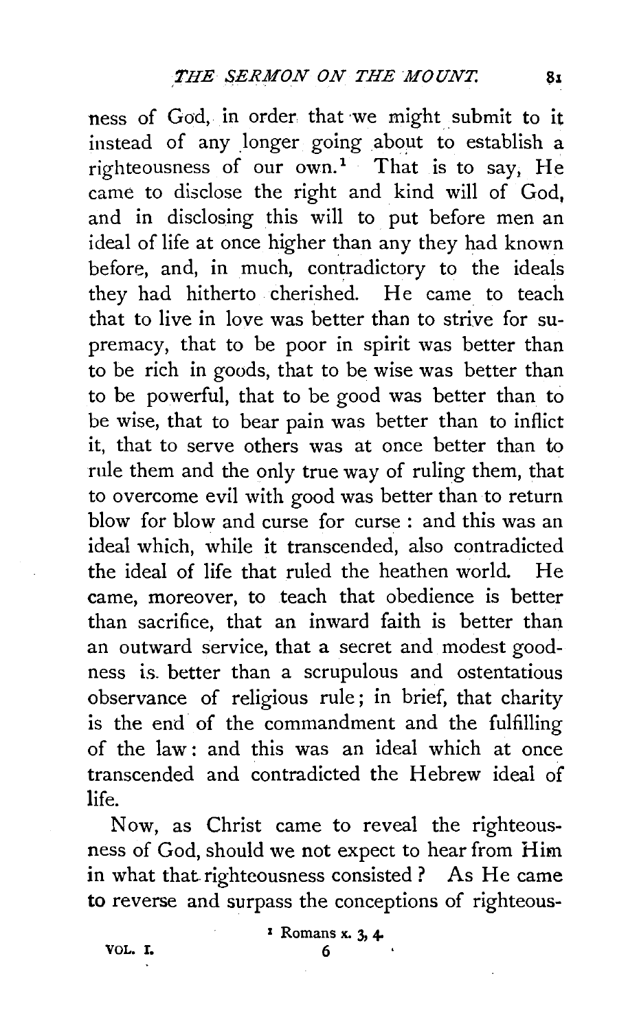ness of God, in order that we might submit to it instead of any longer going about to establish a righteousness of our own.[1] That is to say, He came to disclose the right and kind will of God, and in disclosing this will to put before men an ideal of life at once higher than any they had known before, and, in much, contradictory to the ideals they had hitherto cherished. He came to teach that to live in love was better than to strive for supremacy, that to be poor in spirit was better than to be rich in goods, that to be wise was better than to be powerful, that to be good was better than to be wise, that to bear pain was better than to inflict it, that to serve others was at once better than to rule them and the only true way of ruling them, that to overcome evil with good was better than to return blow for blow and curse for curse: and this was an ideal which, while it transcended, also contradicted the ideal of life that ruled the heathen world. He came, moreover, to teach that obedience is better than sacrifice, that an inward faith is better than an outward service, that a secret and modest goodness is better than a scrupulous and ostentatious observance of religious rule; in brief, that charity is the end of the commandment and the fulfilling of the law: and this was an ideal which at once transcended and contradicted the Hebrew ideal of life.

Now, as Christ came to reveal the righteousness of God, should we not expect to hear from Him in what that righteousness consisted? As He came to reverse and surpass the conceptions of righteous-

[1] Romans x. 3, 4.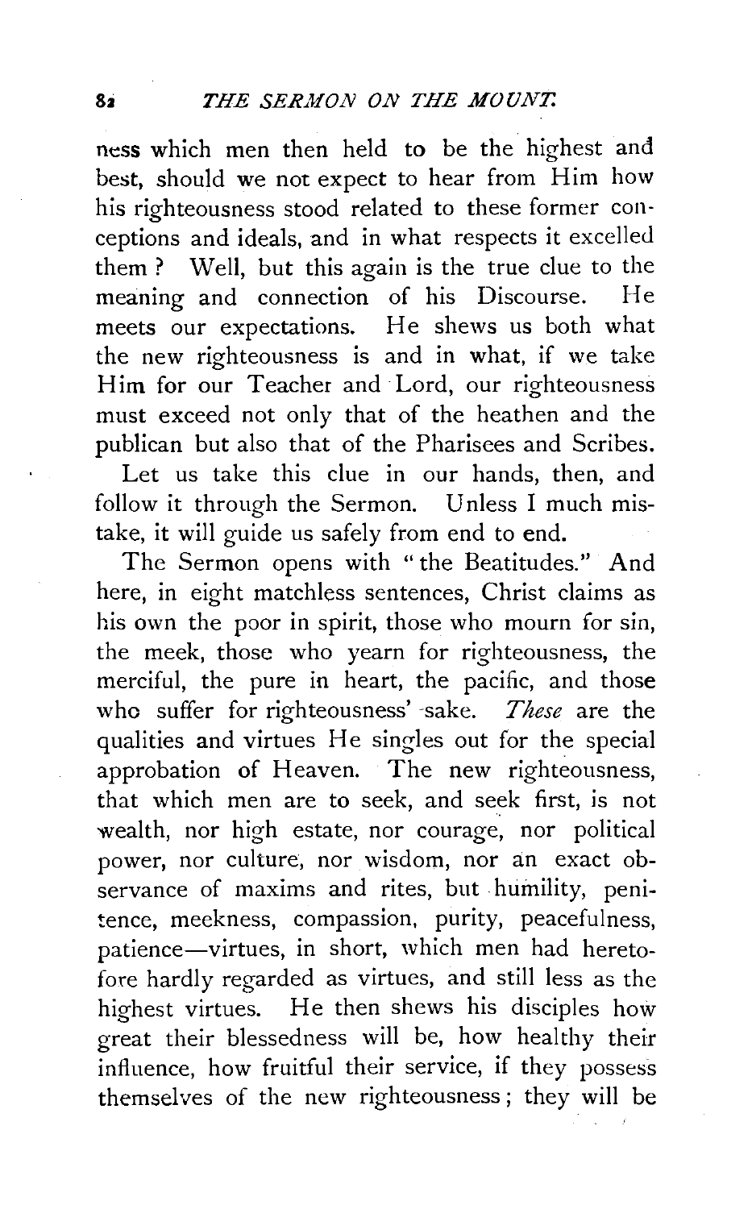ness which men then held to be the highest and best, should we not expect to hear from Him how his righteousness stood related to these former conceptions and ideals, and in what respects it excelled them? Well, but this again is the true clue to the meaning and connection of his Discourse. He meets our expectations. He shews us both what the new righteousness is and in what, if we take Him for our Teacher and Lord, our righteousness must exceed not only that of the heathen and the publican but also that of the Pharisees and Scribes.

Let us take this clue in our hands, then, and follow it through the Sermon. Unless I much mistake, it will guide us safely from end to end.

The Sermon opens with "the Beatitudes." And here, in eight matchless sentences, Christ claims as his own the poor in spirit, those who mourn for sin, the meek, those who yearn for righteousness, the merciful, the pure in heart, the pacific, and those who suffer for righteousness' sake. *These* are the qualities and virtues He singles out for the special approbation of Heaven. The new righteousness, that which men are to seek, and seek first, is not wealth, nor high estate, nor courage, nor political power, nor culture, nor wisdom, nor an exact observance of maxims and rites, but humility, penitence, meekness, compassion, purity, peacefulness, patience—virtues, in short, which men had heretofore hardly regarded as virtues, and still less as the highest virtues. He then shews his disciples how great their blessedness will be, how healthy their influence, how fruitful their service, if they possess themselves of the new righteousness; they will be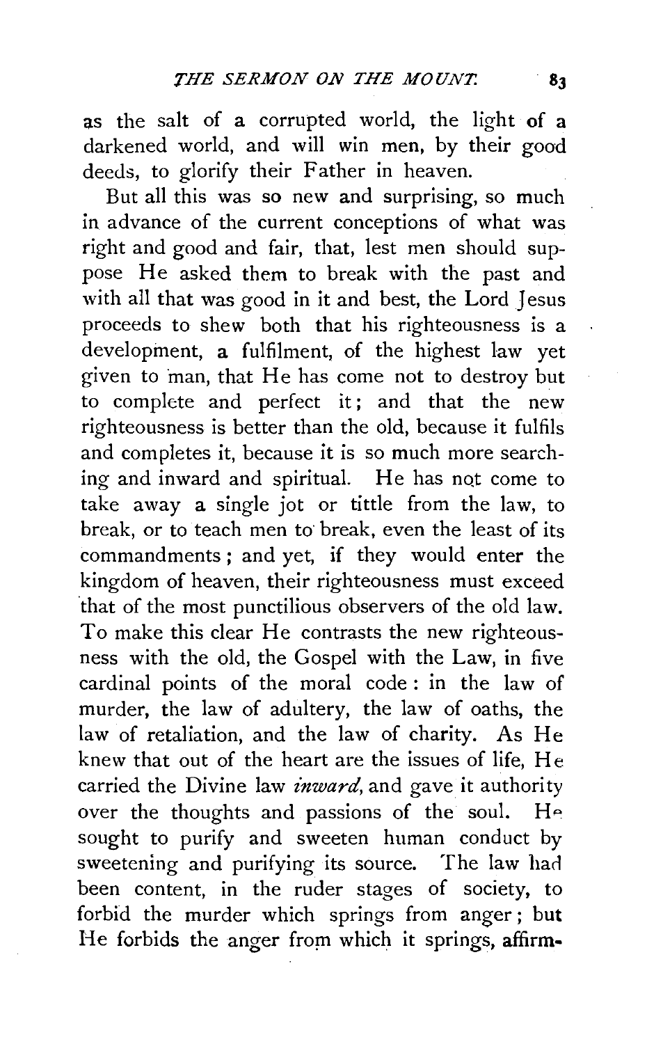as the salt of a corrupted world, the light of a darkened world, and will win men, by their good deeds, to glorify their Father in heaven.

But all this was so new and surprising, so much in advance of the current conceptions of what was right and good and fair, that, lest men should suppose He asked them to break with the past and with all that was good in it and best, the Lord Jesus proceeds to shew both that his righteousness is a development, a fulfilment, of the highest law yet given to man, that He has come not to destroy but to complete and perfect it; and that the new righteousness is better than the old, because it fulfils and completes it, because it is so much more searching and inward and spiritual. He has not come to take away a single jot or tittle from the law, to break, or to teach men to break, even the least of its commandments; and yet, if they would enter the kingdom of heaven, their righteousness must exceed that of the most punctilious observers of the old law. To make this clear He contrasts the new righteousness with the old, the Gospel with the Law, in five cardinal points of the moral code: in the law of murder, the law of adultery, the law of oaths, the law of retaliation, and the law of charity. As He knew that out of the heart are the issues of life, He carried the Divine law *inward*, and gave it authority over the thoughts and passions of the soul. He sought to purify and sweeten human conduct by sweetening and purifying its source. The law had been content, in the ruder stages of society, to forbid the murder which springs from anger; but He forbids the anger from which it springs, affirm-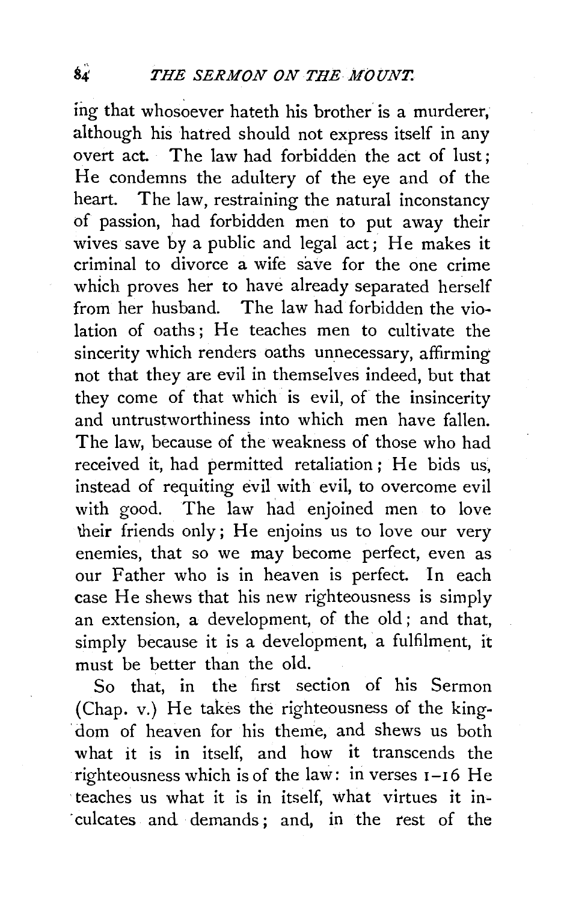ing that whosoever hateth his brother is a murderer, although his hatred should not express itself in any overt act. The law had forbidden the act of lust; He condemns the adultery of the eye and of the heart. The law, restraining the natural inconstancy of passion, had forbidden men to put away their wives save by a public and legal act; He makes it criminal to divorce a wife save for the one crime which proves her to have already separated herself from her husband. The law had forbidden the violation of oaths; He teaches men to cultivate the sincerity which renders oaths unnecessary, affirming not that they are evil in themselves indeed, but that they come of that which is evil, of the insincerity and untrustworthiness into which men have fallen. The law, because of the weakness of those who had received it, had permitted retaliation; He bids us, instead of requiting evil with evil, to overcome evil with good. The law had enjoined men to love their friends only; He enjoins us to love our very enemies, that so we may become perfect, even as our Father who is in heaven is perfect. In each case He shews that his new righteousness is simply an extension, a development, of the old; and that, simply because it is a development, a fulfilment, it must be better than the old.

So that, in the first section of his Sermon (Chap. v.) He takes the righteousness of the kingdom of heaven for his theme, and shews us both what it is in itself, and how it transcends the righteousness which is of the law: in verses 1–16 He teaches us what it is in itself, what virtues it inculcates and demands; and, in the rest of the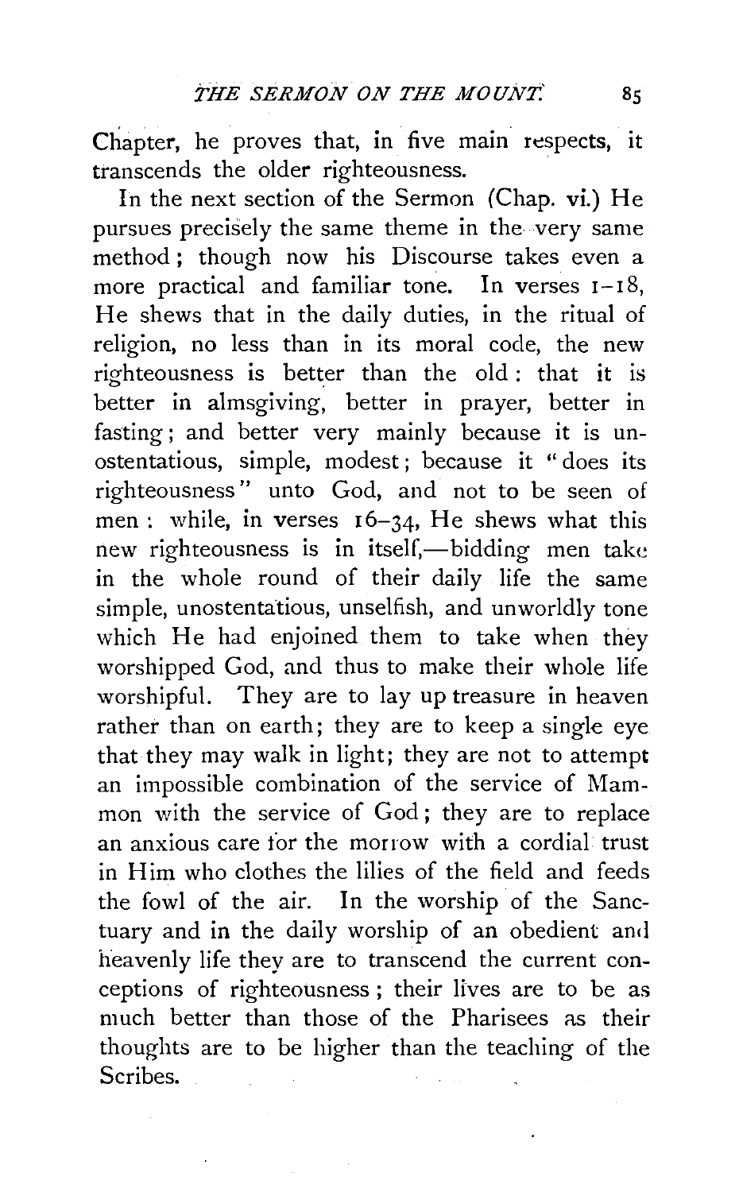Chapter, he proves that, in five main respects, it transcends the older righteousness.

In the next section of the Sermon (Chap. vi.) He pursues precisely the same theme in the very same method; though now his Discourse takes even a more practical and familiar tone. In verses 1–18, He shews that in the daily duties, in the ritual of religion, no less than in its moral code, the new righteousness is better than the old: that it is better in almsgiving, better in prayer, better in fasting; and better very mainly because it is unostentatious, simple, modest; because it "does its righteousness" unto God, and not to be seen of men: while, in verses 16–34, He shews what this new righteousness is in itself,—bidding men take in the whole round of their daily life the same simple, unostentatious, unselfish, and unworldly tone which He had enjoined them to take when they worshipped God, and thus to make their whole life worshipful. They are to lay up treasure in heaven rather than on earth; they are to keep a single eye that they may walk in light; they are not to attempt an impossible combination of the service of Mammon with the service of God; they are to replace an anxious care for the morrow with a cordial trust in Him who clothes the lilies of the field and feeds the fowl of the air. In the worship of the Sanctuary and in the daily worship of an obedient and heavenly life they are to transcend the current conceptions of righteousness; their lives are to be as much better than those of the Pharisees as their thoughts are to be higher than the teaching of the Scribes.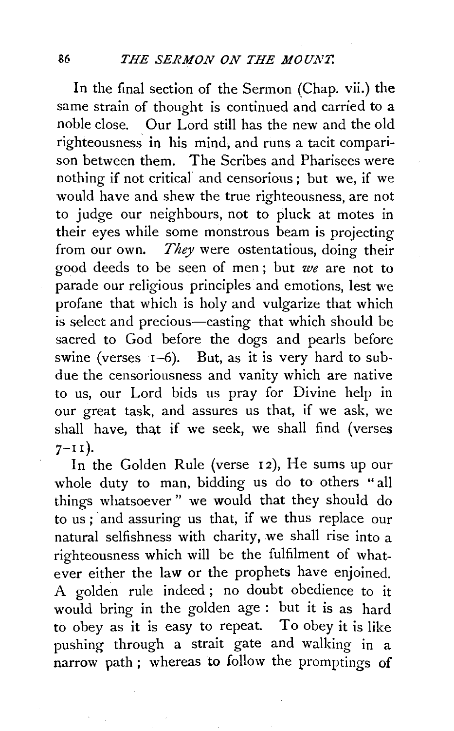In the final section of the Sermon (Chap. vii.) the same strain of thought is continued and carried to a noble close. Our Lord still has the new and the old righteousness in his mind, and runs a tacit comparison between them. The Scribes and Pharisees were nothing if not critical and censorious; but we, if we would have and shew the true righteousness, are not to judge our neighbours, not to pluck at motes in their eyes while some monstrous beam is projecting from our own. *They* were ostentatious, doing their good deeds to be seen of men; but *we* are not to parade our religious principles and emotions, lest we profane that which is holy and vulgarize that which is select and precious—casting that which should be sacred to God before the dogs and pearls before swine (verses 1–6). But, as it is very hard to subdue the censoriousness and vanity which are native to us, our Lord bids us pray for Divine help in our great task, and assures us that, if we ask, we shall have, that if we seek, we shall find (verses 7–11).

In the Golden Rule (verse 12), He sums up our whole duty to man, bidding us do to others "all things whatsoever" we would that they should do to us; and assuring us that, if we thus replace our natural selfishness with charity, we shall rise into a righteousness which will be the fulfilment of whatever either the law or the prophets have enjoined. A golden rule indeed; no doubt obedience to it would bring in the golden age: but it is as hard to obey as it is easy to repeat. To obey it is like pushing through a strait gate and walking in a narrow path; whereas to follow the promptings of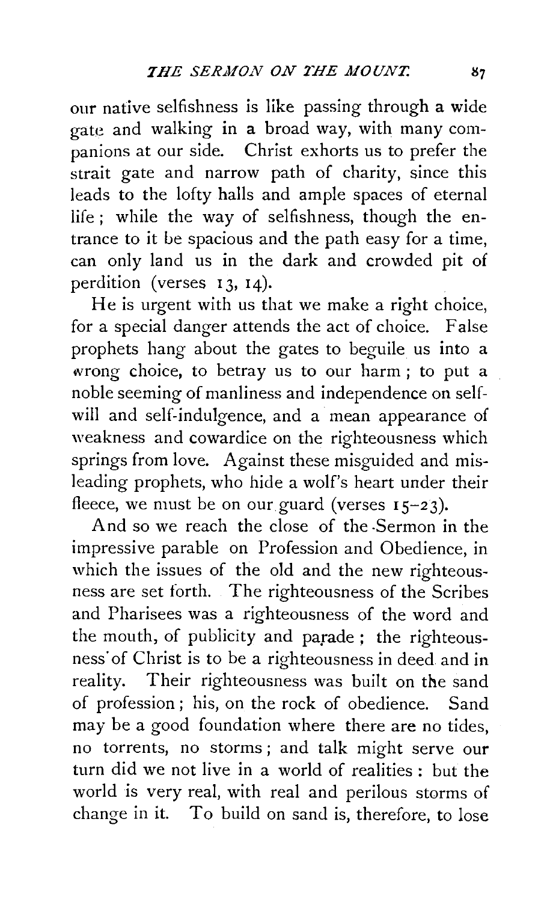our native selfishness is like passing through a wide gate and walking in a broad way, with many companions at our side. Christ exhorts us to prefer the strait gate and narrow path of charity, since this leads to the lofty halls and ample spaces of eternal life; while the way of selfishness, though the entrance to it be spacious and the path easy for a time, can only land us in the dark and crowded pit of perdition (verses 13, 14).

He is urgent with us that we make a right choice, for a special danger attends the act of choice. False prophets hang about the gates to beguile us into a wrong choice, to betray us to our harm; to put a noble seeming of manliness and independence on self-will and self-indulgence, and a mean appearance of weakness and cowardice on the righteousness which springs from love. Against these misguided and misleading prophets, who hide a wolf's heart under their fleece, we must be on our guard (verses 15–23).

And so we reach the close of the Sermon in the impressive parable on Profession and Obedience, in which the issues of the old and the new righteousness are set forth. The righteousness of the Scribes and Pharisees was a righteousness of the word and the mouth, of publicity and parade; the righteousness of Christ is to be a righteousness in deed and in reality. Their righteousness was built on the sand of profession; his, on the rock of obedience. Sand may be a good foundation where there are no tides, no torrents, no storms; and talk might serve our turn did we not live in a world of realities: but the world is very real, with real and perilous storms of change in it. To build on sand is, therefore, to lose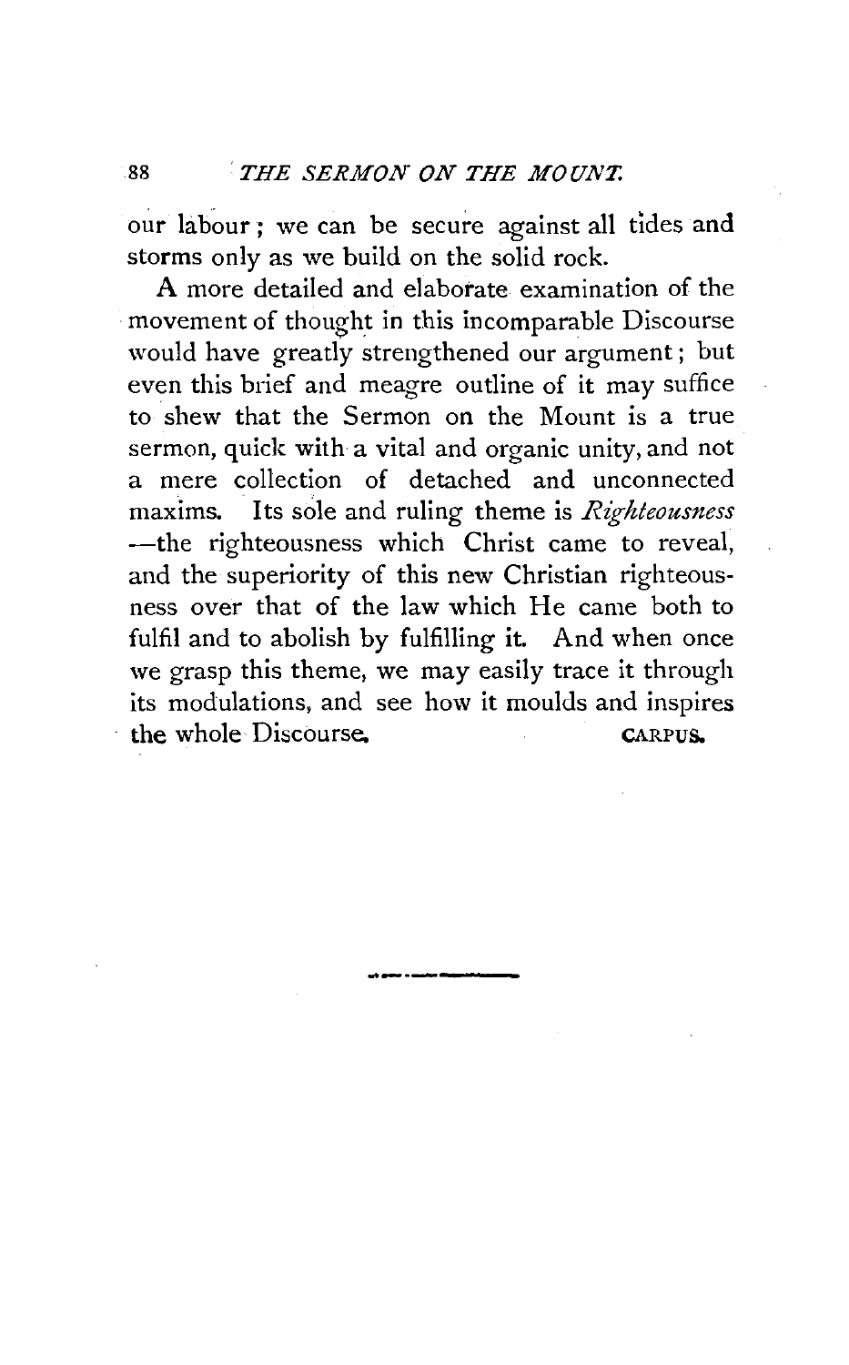our labour; we can be secure against all tides and storms only as we build on the solid rock.

A more detailed and elaborate examination of the movement of thought in this incomparable Discourse would have greatly strengthened our argument; but even this brief and meagre outline of it may suffice to shew that the Sermon on the Mount is a true sermon, quick with a vital and organic unity, and not a mere collection of detached and unconnected maxims. Its sole and ruling theme is *Righteousness*—the righteousness which Christ came to reveal, and the superiority of this new Christian righteousness over that of the law which He came both to fulfil and to abolish by fulfilling it. And when once we grasp this theme, we may easily trace it through its modulations, and see how it moulds and inspires the whole Discourse.

CARPUS.

---